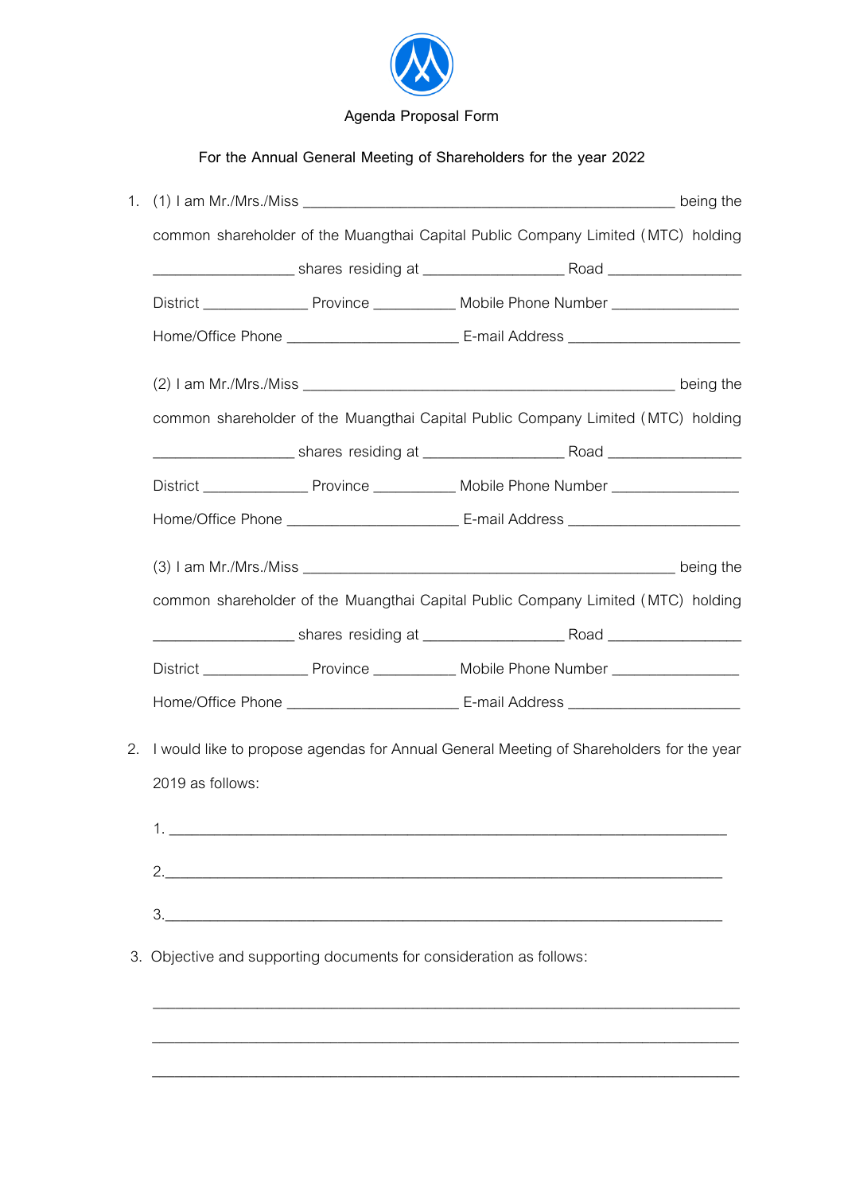Agenda Proposal Form

For the Annual General Meeting of Shareholders for the year 2022

1. (1) I am Mr./Mrs./Miss ____________________________________________ being the common shareholder of the Muangthai Capital Public Company Limited (MTC) holding ________________ shares residing at ________________ Road ________________ District _____________ Province __________ Mobile Phone Number _______________ Home/Office Phone ____________________ E-mail Address ____________________

   (2) I am Mr./Mrs./Miss ____________________________________________ being the common shareholder of the Muangthai Capital Public Company Limited (MTC) holding ________________ shares residing at ________________ Road ________________ District _____________ Province __________ Mobile Phone Number _______________ Home/Office Phone ____________________ E-mail Address ____________________

   (3) I am Mr./Mrs./Miss ____________________________________________ being the common shareholder of the Muangthai Capital Public Company Limited (MTC) holding ________________ shares residing at ________________ Road ________________ District _____________ Province __________ Mobile Phone Number _______________ Home/Office Phone ____________________ E-mail Address ____________________

2. I would like to propose agendas for Annual General Meeting of Shareholders for the year 2019 as follows:

   1. ________________________________________________________________

   2.________________________________________________________________

   3.________________________________________________________________

3. Objective and supporting documents for consideration as follows:

   ________________________________________________________________

   ________________________________________________________________

   ________________________________________________________________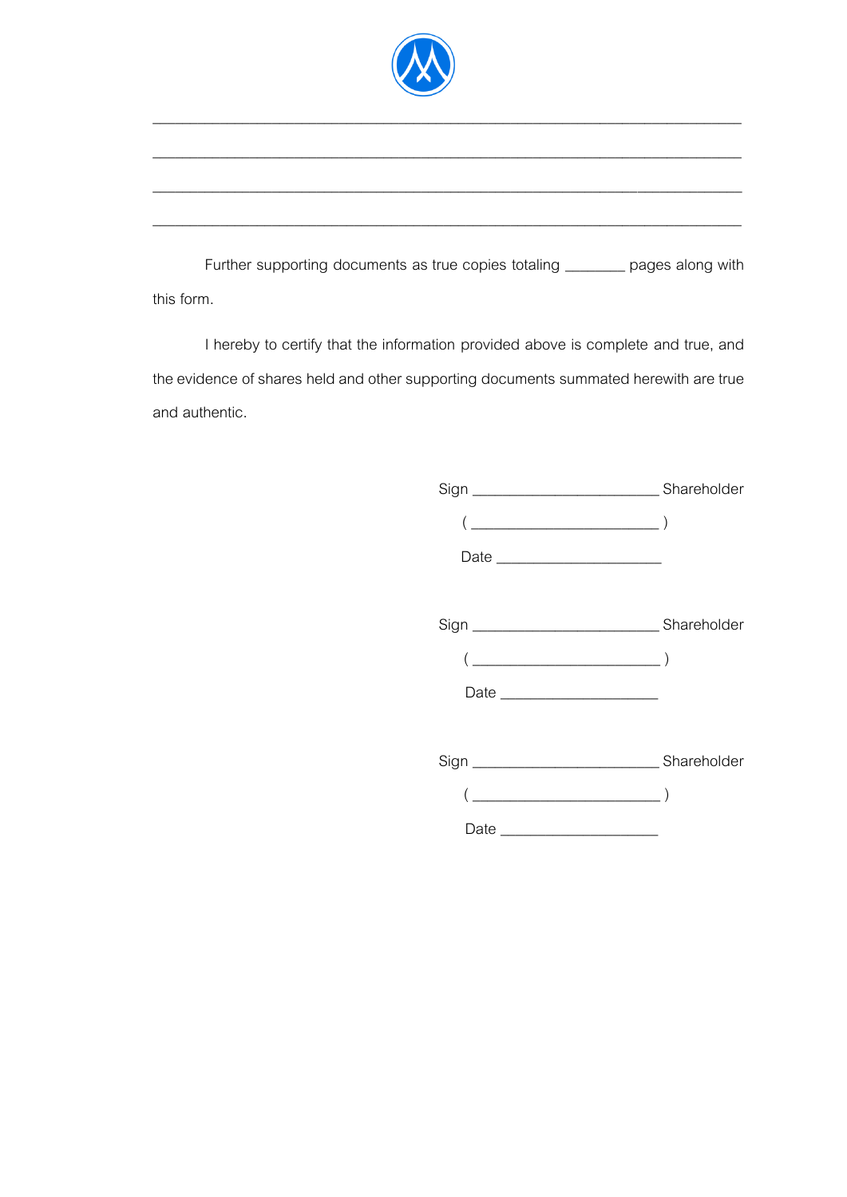\_\_\_\_\_\_\_\_\_\_\_\_\_\_\_\_\_\_\_\_\_\_\_\_\_\_\_\_\_\_\_\_\_\_\_\_\_\_\_\_\_\_\_\_\_\_\_\_\_\_\_\_\_\_\_\_\_\_\_\_\_\_\_\_\_\_\_\_\_\_

\_\_\_\_\_\_\_\_\_\_\_\_\_\_\_\_\_\_\_\_\_\_\_\_\_\_\_\_\_\_\_\_\_\_\_\_\_\_\_\_\_\_\_\_\_\_\_\_\_\_\_\_\_\_\_\_\_\_\_\_\_\_\_\_\_\_\_\_\_\_

\_\_\_\_\_\_\_\_\_\_\_\_\_\_\_\_\_\_\_\_\_\_\_\_\_\_\_\_\_\_\_\_\_\_\_\_\_\_\_\_\_\_\_\_\_\_\_\_\_\_\_\_\_\_\_\_\_\_\_\_\_\_\_\_\_\_\_\_\_\_

\_\_\_\_\_\_\_\_\_\_\_\_\_\_\_\_\_\_\_\_\_\_\_\_\_\_\_\_\_\_\_\_\_\_\_\_\_\_\_\_\_\_\_\_\_\_\_\_\_\_\_\_\_\_\_\_\_\_\_\_\_\_\_\_\_\_\_\_\_\_

Further supporting documents as true copies totaling ________ pages along with this form.

I hereby to certify that the information provided above is complete and true, and the evidence of shares held and other supporting documents summated herewith are true and authentic.

Sign ________________________ Shareholder

( ________________________ )

Date _____________________

Sign ________________________ Shareholder

( ________________________ )

Date _____________________

Sign ________________________ Shareholder

( ________________________ )

Date _____________________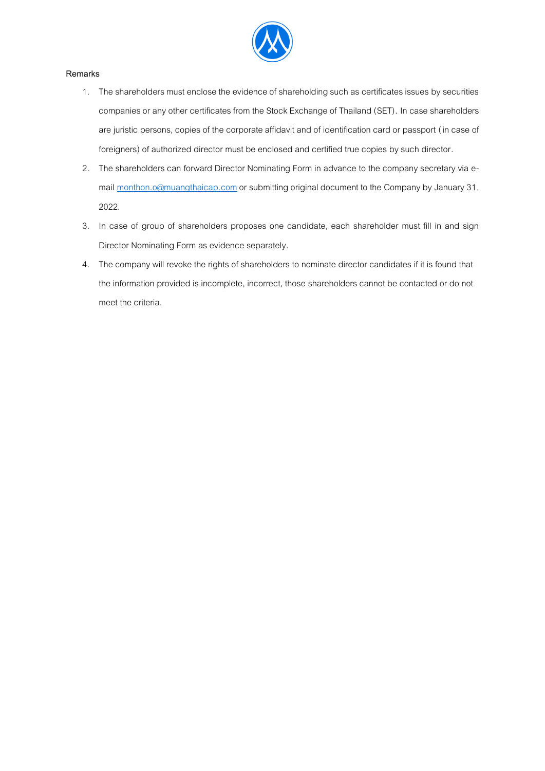Remarks

1. The shareholders must enclose the evidence of shareholding such as certificates issues by securities companies or any other certificates from the Stock Exchange of Thailand (SET). In case shareholders are juristic persons, copies of the corporate affidavit and of identification card or passport (in case of foreigners) of authorized director must be enclosed and certified true copies by such director.
2. The shareholders can forward Director Nominating Form in advance to the company secretary via e-mail monthon.o@muangthaicap.com or submitting original document to the Company by January 31, 2022.
3. In case of group of shareholders proposes one candidate, each shareholder must fill in and sign Director Nominating Form as evidence separately.
4. The company will revoke the rights of shareholders to nominate director candidates if it is found that the information provided is incomplete, incorrect, those shareholders cannot be contacted or do not meet the criteria.